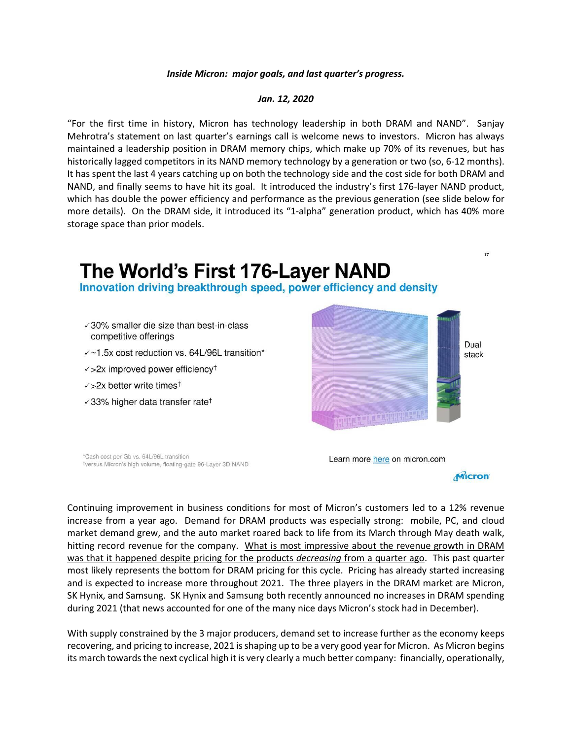***Inside Micron: major goals, and last quarter's progress.***

***Jan. 12, 2020***

"For the first time in history, Micron has technology leadership in both DRAM and NAND". Sanjay Mehrotra's statement on last quarter's earnings call is welcome news to investors. Micron has always maintained a leadership position in DRAM memory chips, which make up 70% of its revenues, but has historically lagged competitors in its NAND memory technology by a generation or two (so, 6-12 months). It has spent the last 4 years catching up on both the technology side and the cost side for both DRAM and NAND, and finally seems to have hit its goal. It introduced the industry's first 176-layer NAND product, which has double the power efficiency and performance as the previous generation (see slide below for more details). On the DRAM side, it introduced its "1-alpha" generation product, which has 40% more storage space than prior models.

# The World's First 176-Layer NAND

**Innovation driving breakthrough speed, power efficiency and density**

- ✓30% smaller die size than best-in-class competitive offerings
- ✓~1.5x cost reduction vs. 64L/96L transition*
- ✓>2x improved power efficiency†
- ✓>2x better write times†
- ✓33% higher data transfer rate†

Dual stack

*Cash cost per Gb vs. 64L/96L transition
†versus Micron's high volume, floating-gate 96-Layer 3D NAND

Learn more here on micron.com

Micron

Continuing improvement in business conditions for most of Micron's customers led to a 12% revenue increase from a year ago. Demand for DRAM products was especially strong: mobile, PC, and cloud market demand grew, and the auto market roared back to life from its March through May death walk, hitting record revenue for the company. What is most impressive about the revenue growth in DRAM was that it happened despite pricing for the products *decreasing* from a quarter ago. This past quarter most likely represents the bottom for DRAM pricing for this cycle. Pricing has already started increasing and is expected to increase more throughout 2021. The three players in the DRAM market are Micron, SK Hynix, and Samsung. SK Hynix and Samsung both recently announced no increases in DRAM spending during 2021 (that news accounted for one of the many nice days Micron's stock had in December).

With supply constrained by the 3 major producers, demand set to increase further as the economy keeps recovering, and pricing to increase, 2021 is shaping up to be a very good year for Micron. As Micron begins its march towards the next cyclical high it is very clearly a much better company: financially, operationally,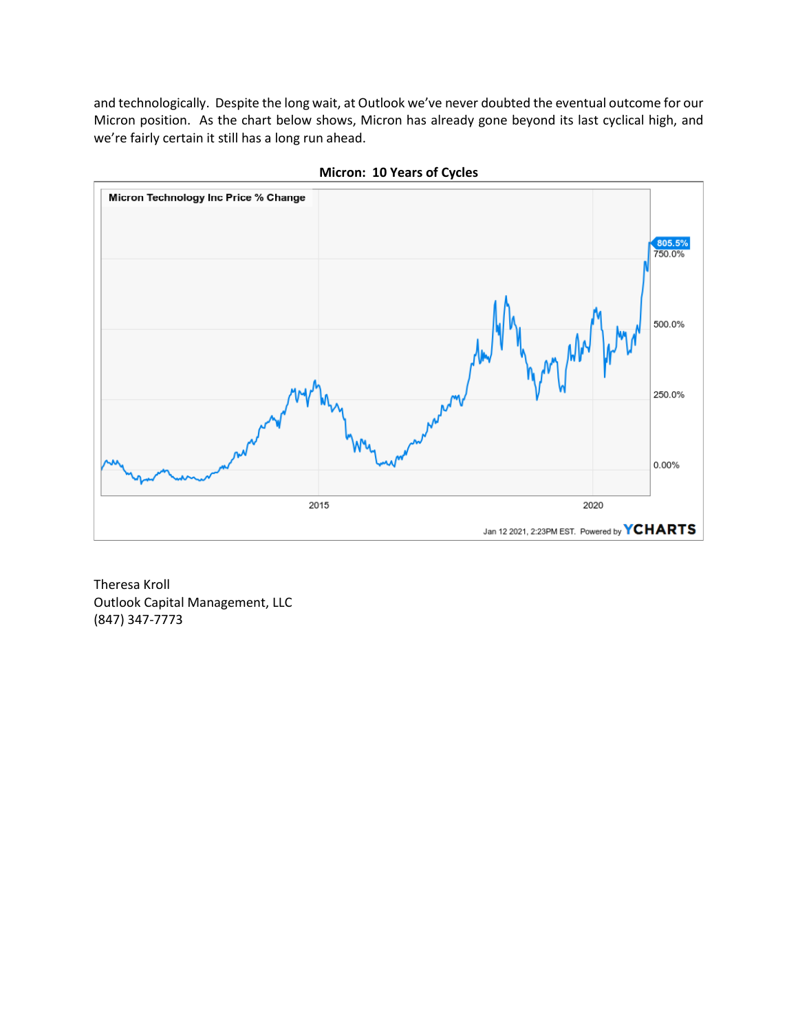and technologically. Despite the long wait, at Outlook we've never doubted the eventual outcome for our Micron position. As the chart below shows, Micron has already gone beyond its last cyclical high, and we're fairly certain it still has a long run ahead.

**Micron: 10 Years of Cycles**

Micron Technology Inc Price % Change

805.5%
750.0%
500.0%
250.0%
0.00%

2015
2020

Jan 12 2021, 2:23PM EST. Powered by YCHARTS

Theresa Kroll
Outlook Capital Management, LLC
(847) 347-7773